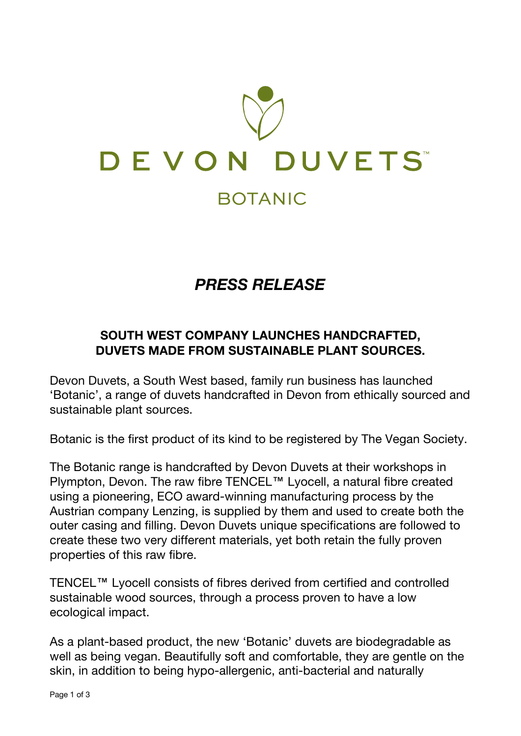# DEVON DUVETS™

## BOTANIC

## *PRESS RELEASE*

### SOUTH WEST COMPANY LAUNCHES HANDCRAFTED, DUVETS MADE FROM SUSTAINABLE PLANT SOURCES.

Devon Duvets, a South West based, family run business has launched 'Botanic', a range of duvets handcrafted in Devon from ethically sourced and sustainable plant sources.

Botanic is the first product of its kind to be registered by The Vegan Society.

The Botanic range is handcrafted by Devon Duvets at their workshops in Plympton, Devon. The raw fibre TENCEL™ Lyocell, a natural fibre created using a pioneering, ECO award-winning manufacturing process by the Austrian company Lenzing, is supplied by them and used to create both the outer casing and filling. Devon Duvets unique specifications are followed to create these two very different materials, yet both retain the fully proven properties of this raw fibre.

TENCEL™ Lyocell consists of fibres derived from certified and controlled sustainable wood sources, through a process proven to have a low ecological impact.

As a plant-based product, the new 'Botanic' duvets are biodegradable as well as being vegan. Beautifully soft and comfortable, they are gentle on the skin, in addition to being hypo-allergenic, anti-bacterial and naturally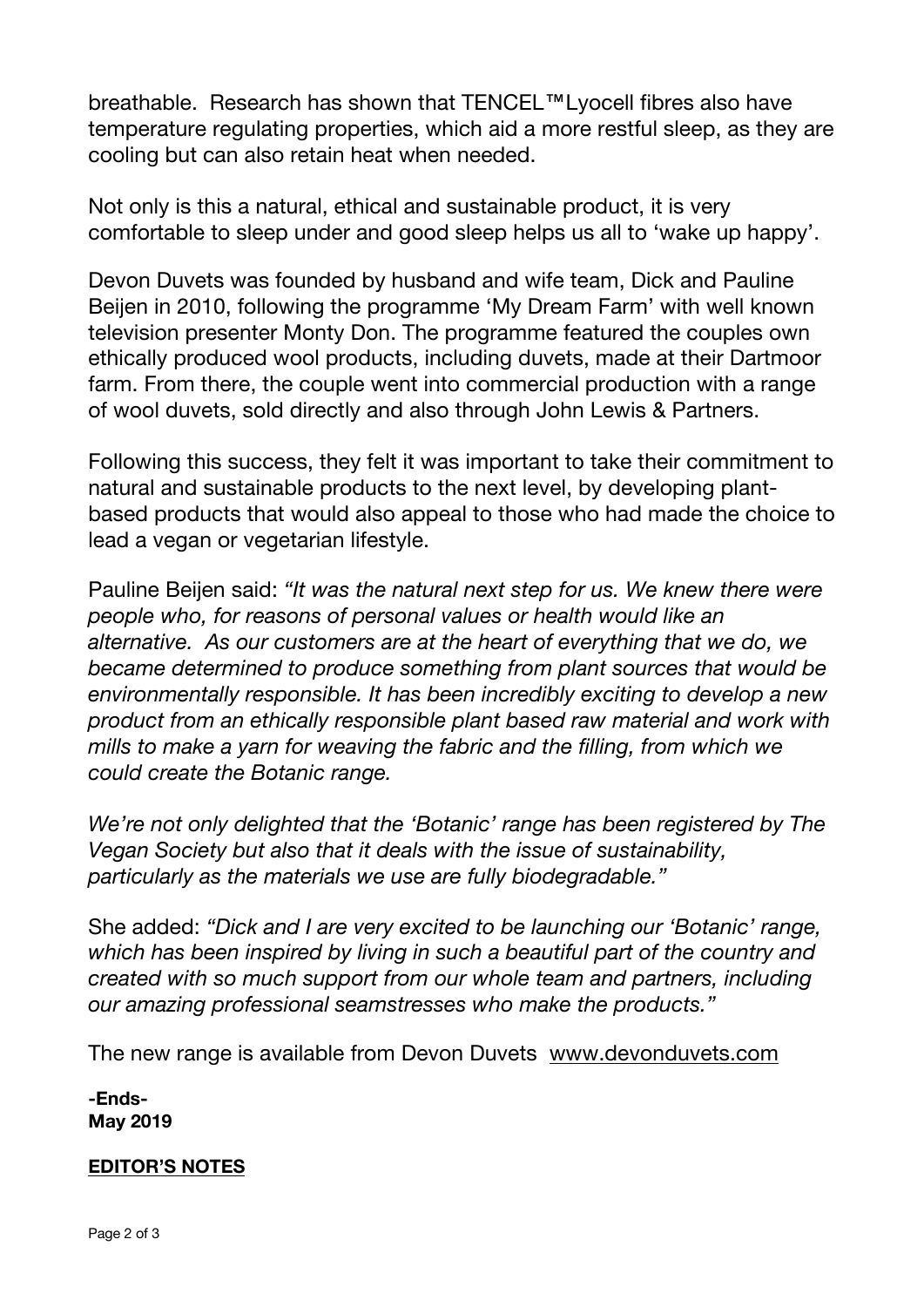breathable. Research has shown that TENCEL™Lyocell fibres also have temperature regulating properties, which aid a more restful sleep, as they are cooling but can also retain heat when needed.

Not only is this a natural, ethical and sustainable product, it is very comfortable to sleep under and good sleep helps us all to 'wake up happy'.

Devon Duvets was founded by husband and wife team, Dick and Pauline Beijen in 2010, following the programme 'My Dream Farm' with well known television presenter Monty Don. The programme featured the couples own ethically produced wool products, including duvets, made at their Dartmoor farm. From there, the couple went into commercial production with a range of wool duvets, sold directly and also through John Lewis & Partners.

Following this success, they felt it was important to take their commitment to natural and sustainable products to the next level, by developing plant-based products that would also appeal to those who had made the choice to lead a vegan or vegetarian lifestyle.

Pauline Beijen said: *"It was the natural next step for us. We knew there were people who, for reasons of personal values or health would like an alternative. As our customers are at the heart of everything that we do, we became determined to produce something from plant sources that would be environmentally responsible. It has been incredibly exciting to develop a new product from an ethically responsible plant based raw material and work with mills to make a yarn for weaving the fabric and the filling, from which we could create the Botanic range.*

*We're not only delighted that the 'Botanic' range has been registered by The Vegan Society but also that it deals with the issue of sustainability, particularly as the materials we use are fully biodegradable."*

She added: *"Dick and I are very excited to be launching our 'Botanic' range, which has been inspired by living in such a beautiful part of the country and created with so much support from our whole team and partners, including our amazing professional seamstresses who make the products."*

The new range is available from Devon Duvets www.devonduvets.com

**-Ends-**
**May 2019**

**EDITOR'S NOTES**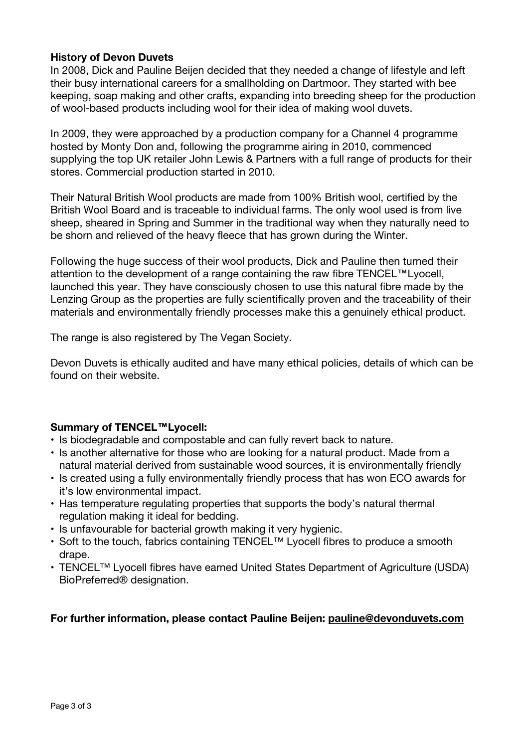**History of Devon Duvets**

In 2008, Dick and Pauline Beijen decided that they needed a change of lifestyle and left their busy international careers for a smallholding on Dartmoor. They started with bee keeping, soap making and other crafts, expanding into breeding sheep for the production of wool-based products including wool for their idea of making wool duvets.

In 2009, they were approached by a production company for a Channel 4 programme hosted by Monty Don and, following the programme airing in 2010, commenced supplying the top UK retailer John Lewis & Partners with a full range of products for their stores. Commercial production started in 2010.

Their Natural British Wool products are made from 100% British wool, certified by the British Wool Board and is traceable to individual farms. The only wool used is from live sheep, sheared in Spring and Summer in the traditional way when they naturally need to be shorn and relieved of the heavy fleece that has grown during the Winter.

Following the huge success of their wool products, Dick and Pauline then turned their attention to the development of a range containing the raw fibre TENCEL™Lyocell, launched this year. They have consciously chosen to use this natural fibre made by the Lenzing Group as the properties are fully scientifically proven and the traceability of their materials and environmentally friendly processes make this a genuinely ethical product.

The range is also registered by The Vegan Society.

Devon Duvets is ethically audited and have many ethical policies, details of which can be found on their website.

**Summary of TENCEL™Lyocell:**

- Is biodegradable and compostable and can fully revert back to nature.
- Is another alternative for those who are looking for a natural product. Made from a natural material derived from sustainable wood sources, it is environmentally friendly
- Is created using a fully environmentally friendly process that has won ECO awards for it's low environmental impact.
- Has temperature regulating properties that supports the body's natural thermal regulation making it ideal for bedding.
- Is unfavourable for bacterial growth making it very hygienic.
- Soft to the touch, fabrics containing TENCEL™ Lyocell fibres to produce a smooth drape.
- TENCEL™ Lyocell fibres have earned United States Department of Agriculture (USDA) BioPreferred® designation.

**For further information, please contact Pauline Beijen: pauline@devonduvets.com**